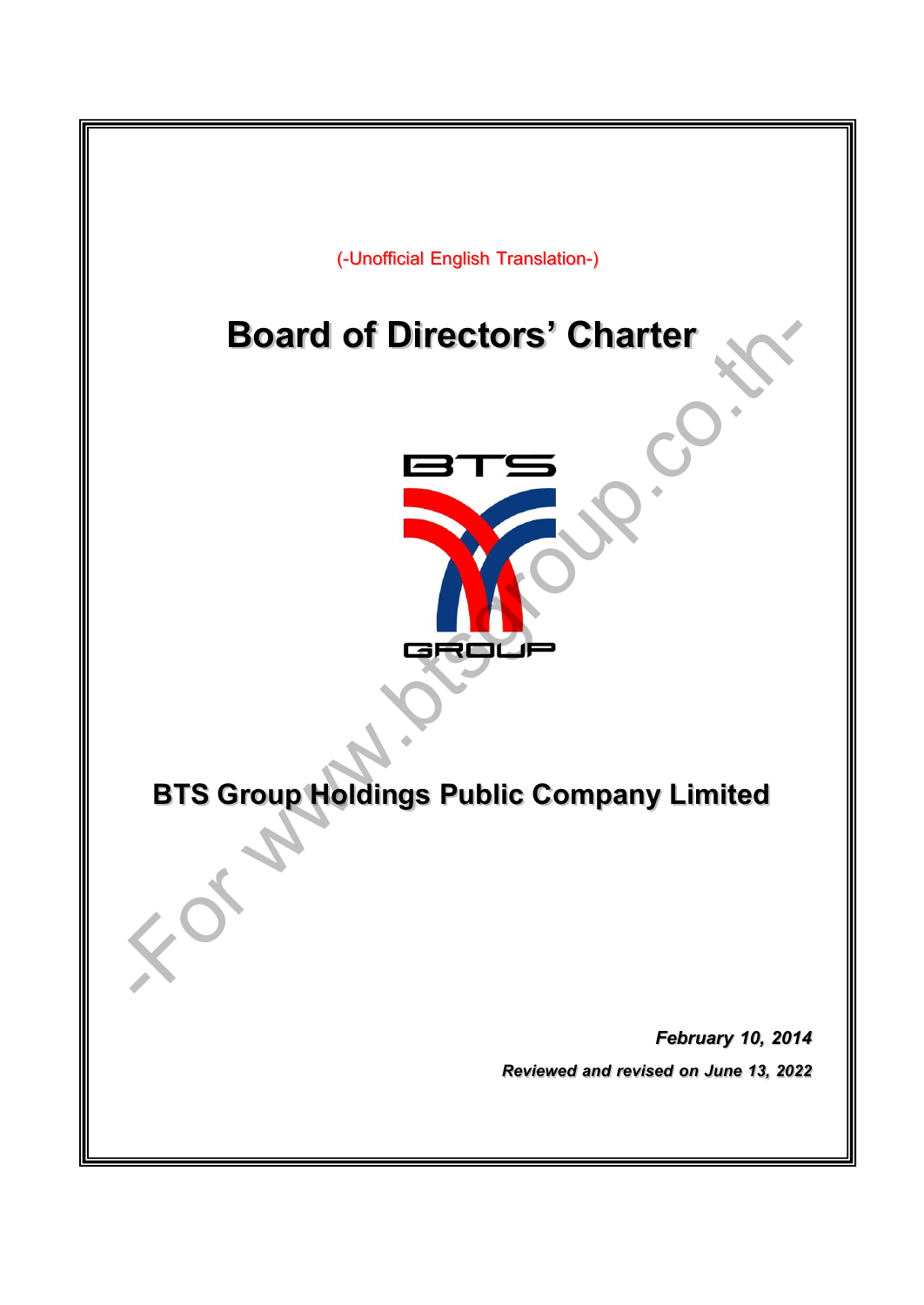(-Unofficial English Translation-)

# Board of Directors' Charter

BTS GROUP

## BTS Group Holdings Public Company Limited

***February 10, 2014***

***Reviewed and revised on June 13, 2022***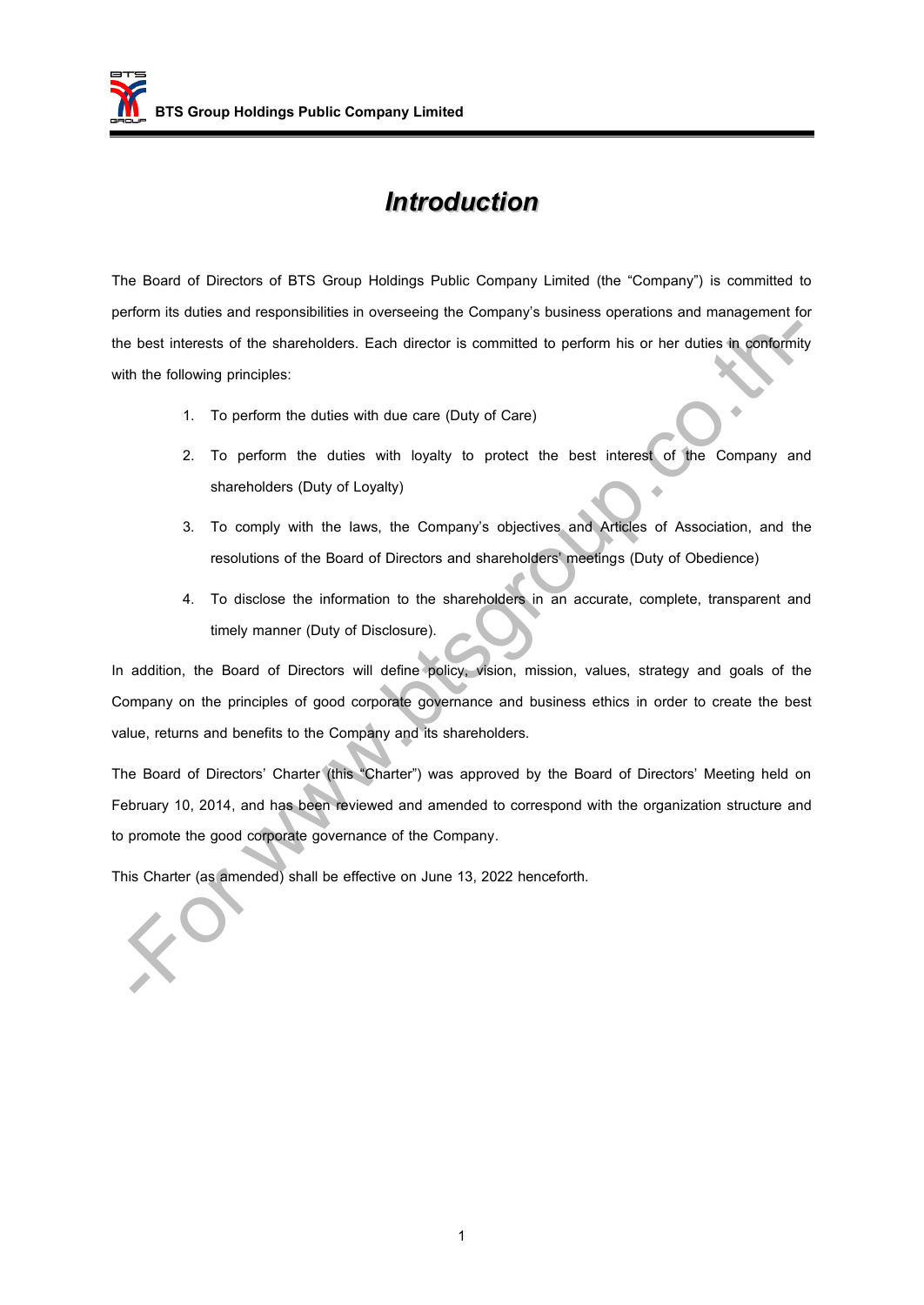# *Introduction*

The Board of Directors of BTS Group Holdings Public Company Limited (the "Company") is committed to perform its duties and responsibilities in overseeing the Company's business operations and management for the best interests of the shareholders. Each director is committed to perform his or her duties in conformity with the following principles:

1. To perform the duties with due care (Duty of Care)
2. To perform the duties with loyalty to protect the best interest of the Company and shareholders (Duty of Loyalty)
3. To comply with the laws, the Company's objectives and Articles of Association, and the resolutions of the Board of Directors and shareholders' meetings (Duty of Obedience)
4. To disclose the information to the shareholders in an accurate, complete, transparent and timely manner (Duty of Disclosure).

In addition, the Board of Directors will define policy, vision, mission, values, strategy and goals of the Company on the principles of good corporate governance and business ethics in order to create the best value, returns and benefits to the Company and its shareholders.

The Board of Directors' Charter (this "Charter") was approved by the Board of Directors' Meeting held on February 10, 2014, and has been reviewed and amended to correspond with the organization structure and to promote the good corporate governance of the Company.

This Charter (as amended) shall be effective on June 13, 2022 henceforth.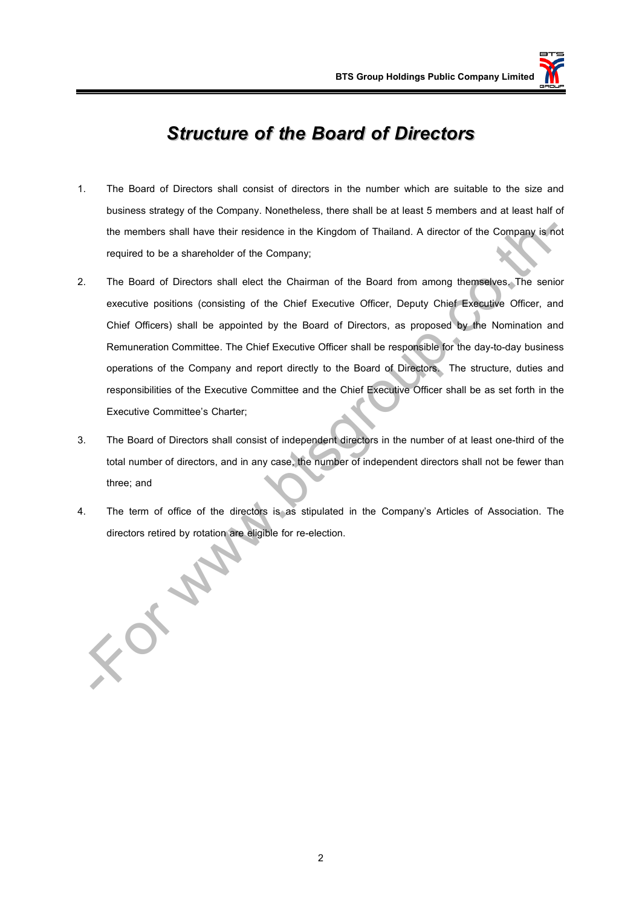# *Structure of the Board of Directors*

1. The Board of Directors shall consist of directors in the number which are suitable to the size and business strategy of the Company. Nonetheless, there shall be at least 5 members and at least half of the members shall have their residence in the Kingdom of Thailand. A director of the Company is not required to be a shareholder of the Company;

2. The Board of Directors shall elect the Chairman of the Board from among themselves. The senior executive positions (consisting of the Chief Executive Officer, Deputy Chief Executive Officer, and Chief Officers) shall be appointed by the Board of Directors, as proposed by the Nomination and Remuneration Committee. The Chief Executive Officer shall be responsible for the day-to-day business operations of the Company and report directly to the Board of Directors. The structure, duties and responsibilities of the Executive Committee and the Chief Executive Officer shall be as set forth in the Executive Committee's Charter;

3. The Board of Directors shall consist of independent directors in the number of at least one-third of the total number of directors, and in any case, the number of independent directors shall not be fewer than three; and

4. The term of office of the directors is as stipulated in the Company's Articles of Association. The directors retired by rotation are eligible for re-election.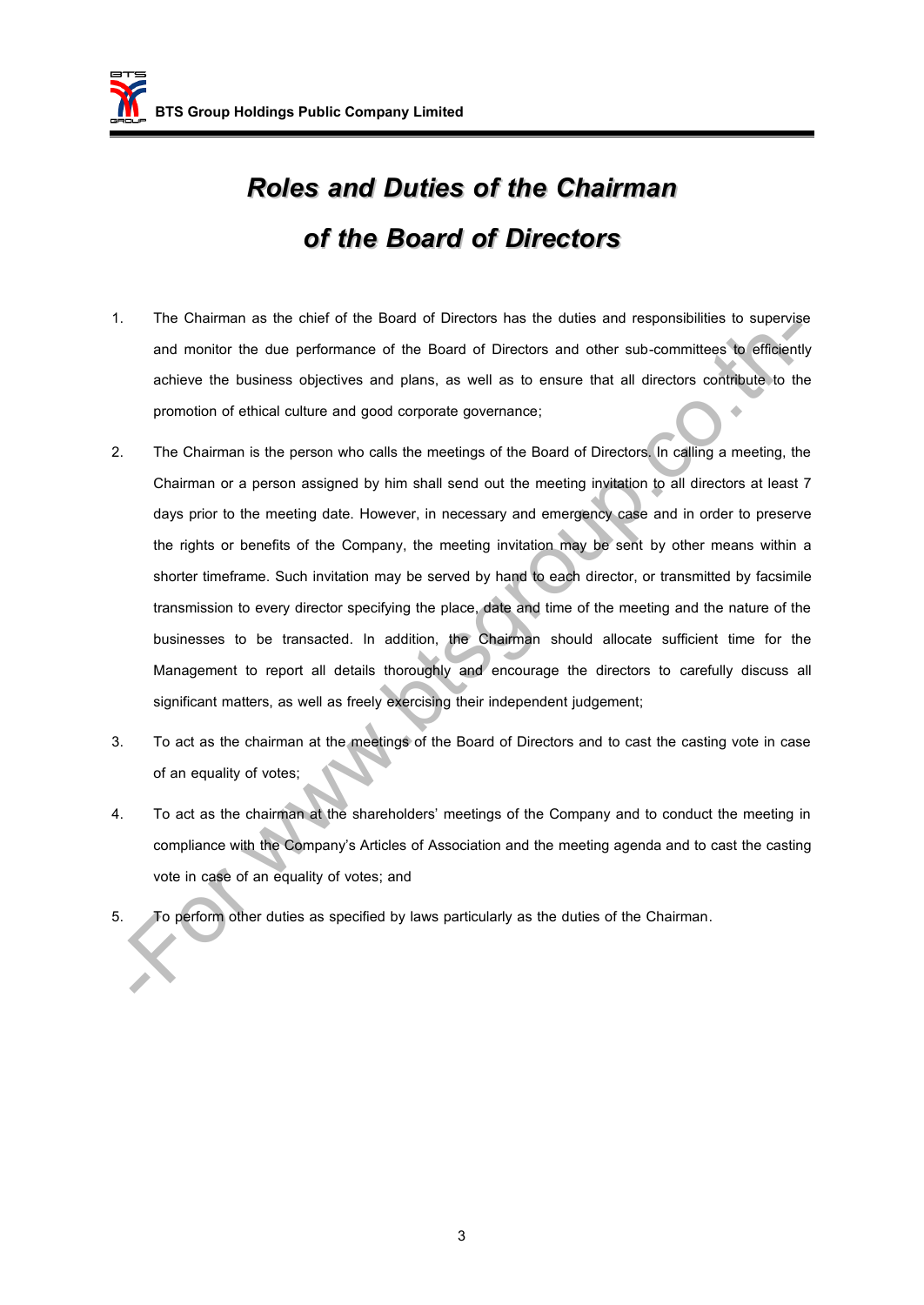# *Roles and Duties of the Chairman of the Board of Directors*

1. The Chairman as the chief of the Board of Directors has the duties and responsibilities to supervise and monitor the due performance of the Board of Directors and other sub-committees to efficiently achieve the business objectives and plans, as well as to ensure that all directors contribute to the promotion of ethical culture and good corporate governance;
2. The Chairman is the person who calls the meetings of the Board of Directors. In calling a meeting, the Chairman or a person assigned by him shall send out the meeting invitation to all directors at least 7 days prior to the meeting date. However, in necessary and emergency case and in order to preserve the rights or benefits of the Company, the meeting invitation may be sent by other means within a shorter timeframe. Such invitation may be served by hand to each director, or transmitted by facsimile transmission to every director specifying the place, date and time of the meeting and the nature of the businesses to be transacted. In addition, the Chairman should allocate sufficient time for the Management to report all details thoroughly and encourage the directors to carefully discuss all significant matters, as well as freely exercising their independent judgement;
3. To act as the chairman at the meetings of the Board of Directors and to cast the casting vote in case of an equality of votes;
4. To act as the chairman at the shareholders' meetings of the Company and to conduct the meeting in compliance with the Company's Articles of Association and the meeting agenda and to cast the casting vote in case of an equality of votes; and
5. To perform other duties as specified by laws particularly as the duties of the Chairman.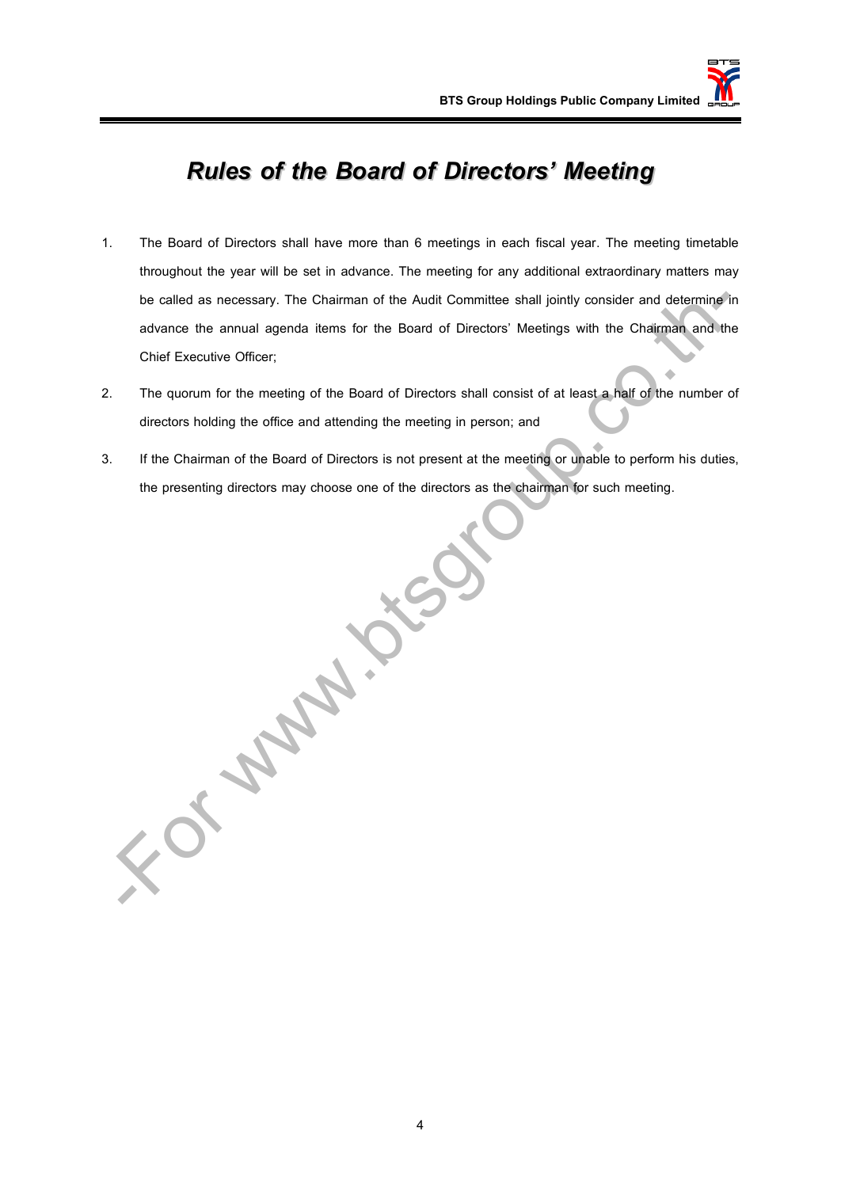# *Rules of the Board of Directors' Meeting*

1. The Board of Directors shall have more than 6 meetings in each fiscal year. The meeting timetable throughout the year will be set in advance. The meeting for any additional extraordinary matters may be called as necessary. The Chairman of the Audit Committee shall jointly consider and determine in advance the annual agenda items for the Board of Directors' Meetings with the Chairman and the Chief Executive Officer;
2. The quorum for the meeting of the Board of Directors shall consist of at least a half of the number of directors holding the office and attending the meeting in person; and
3. If the Chairman of the Board of Directors is not present at the meeting or unable to perform his duties, the presenting directors may choose one of the directors as the chairman for such meeting.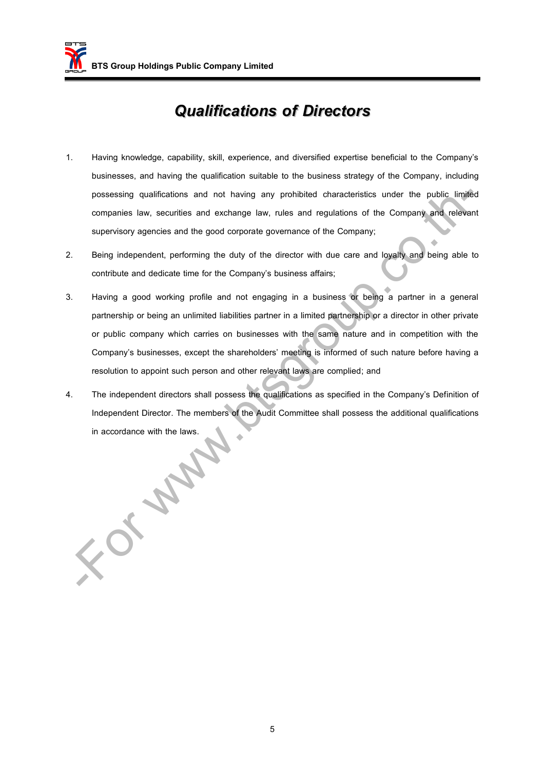# Qualifications of Directors

1. Having knowledge, capability, skill, experience, and diversified expertise beneficial to the Company's businesses, and having the qualification suitable to the business strategy of the Company, including possessing qualifications and not having any prohibited characteristics under the public limited companies law, securities and exchange law, rules and regulations of the Company and relevant supervisory agencies and the good corporate governance of the Company;
2. Being independent, performing the duty of the director with due care and loyalty and being able to contribute and dedicate time for the Company's business affairs;
3. Having a good working profile and not engaging in a business or being a partner in a general partnership or being an unlimited liabilities partner in a limited partnership or a director in other private or public company which carries on businesses with the same nature and in competition with the Company's businesses, except the shareholders' meeting is informed of such nature before having a resolution to appoint such person and other relevant laws are complied; and
4. The independent directors shall possess the qualifications as specified in the Company's Definition of Independent Director. The members of the Audit Committee shall possess the additional qualifications in accordance with the laws.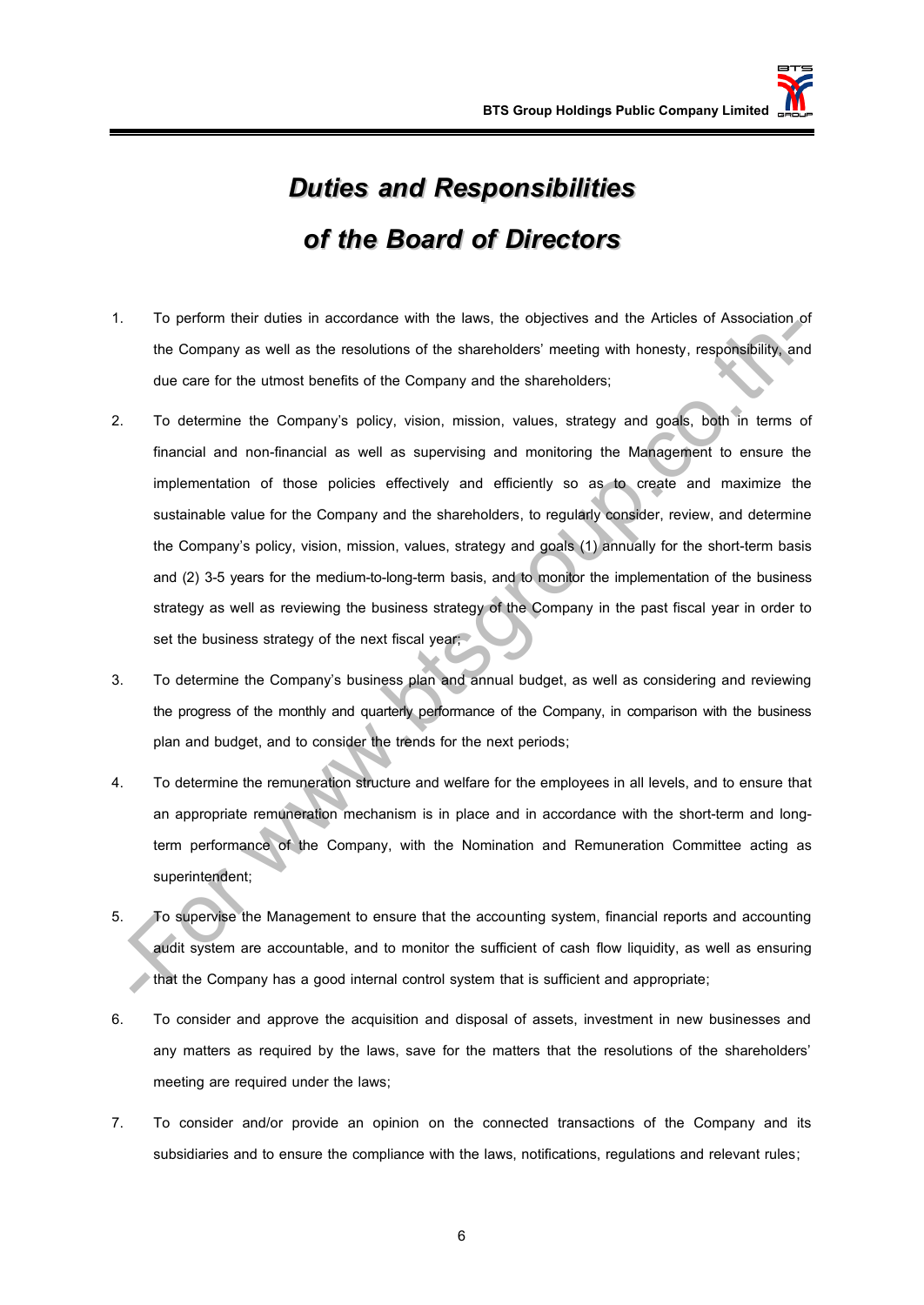# *Duties and Responsibilities of the Board of Directors*

1. To perform their duties in accordance with the laws, the objectives and the Articles of Association of the Company as well as the resolutions of the shareholders' meeting with honesty, responsibility, and due care for the utmost benefits of the Company and the shareholders;

2. To determine the Company's policy, vision, mission, values, strategy and goals, both in terms of financial and non-financial as well as supervising and monitoring the Management to ensure the implementation of those policies effectively and efficiently so as to create and maximize the sustainable value for the Company and the shareholders, to regularly consider, review, and determine the Company's policy, vision, mission, values, strategy and goals (1) annually for the short-term basis and (2) 3-5 years for the medium-to-long-term basis, and to monitor the implementation of the business strategy as well as reviewing the business strategy of the Company in the past fiscal year in order to set the business strategy of the next fiscal year;

3. To determine the Company's business plan and annual budget, as well as considering and reviewing the progress of the monthly and quarterly performance of the Company, in comparison with the business plan and budget, and to consider the trends for the next periods;

4. To determine the remuneration structure and welfare for the employees in all levels, and to ensure that an appropriate remuneration mechanism is in place and in accordance with the short-term and long-term performance of the Company, with the Nomination and Remuneration Committee acting as superintendent;

5. To supervise the Management to ensure that the accounting system, financial reports and accounting audit system are accountable, and to monitor the sufficient of cash flow liquidity, as well as ensuring that the Company has a good internal control system that is sufficient and appropriate;

6. To consider and approve the acquisition and disposal of assets, investment in new businesses and any matters as required by the laws, save for the matters that the resolutions of the shareholders' meeting are required under the laws;

7. To consider and/or provide an opinion on the connected transactions of the Company and its subsidiaries and to ensure the compliance with the laws, notifications, regulations and relevant rules;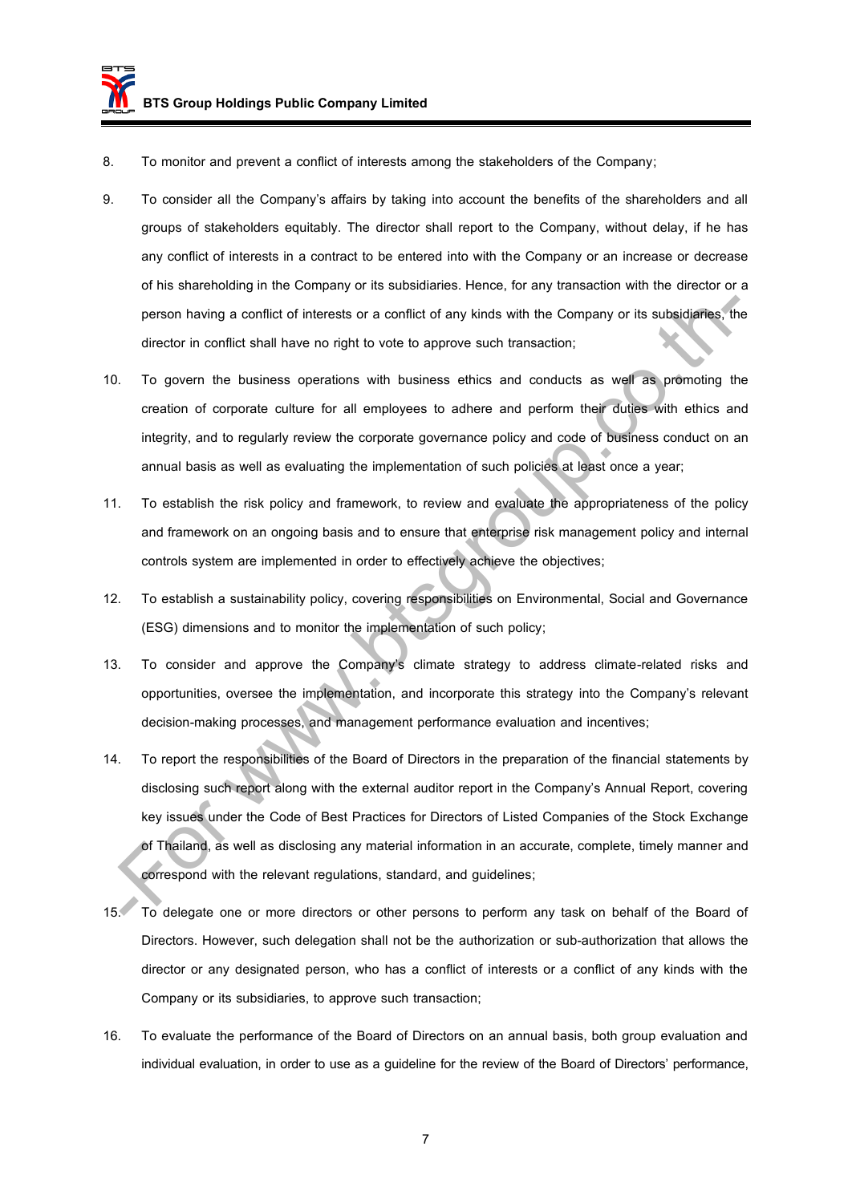8. To monitor and prevent a conflict of interests among the stakeholders of the Company;

9. To consider all the Company's affairs by taking into account the benefits of the shareholders and all groups of stakeholders equitably. The director shall report to the Company, without delay, if he has any conflict of interests in a contract to be entered into with the Company or an increase or decrease of his shareholding in the Company or its subsidiaries. Hence, for any transaction with the director or a person having a conflict of interests or a conflict of any kinds with the Company or its subsidiaries, the director in conflict shall have no right to vote to approve such transaction;

10. To govern the business operations with business ethics and conducts as well as promoting the creation of corporate culture for all employees to adhere and perform their duties with ethics and integrity, and to regularly review the corporate governance policy and code of business conduct on an annual basis as well as evaluating the implementation of such policies at least once a year;

11. To establish the risk policy and framework, to review and evaluate the appropriateness of the policy and framework on an ongoing basis and to ensure that enterprise risk management policy and internal controls system are implemented in order to effectively achieve the objectives;

12. To establish a sustainability policy, covering responsibilities on Environmental, Social and Governance (ESG) dimensions and to monitor the implementation of such policy;

13. To consider and approve the Company's climate strategy to address climate-related risks and opportunities, oversee the implementation, and incorporate this strategy into the Company's relevant decision-making processes, and management performance evaluation and incentives;

14. To report the responsibilities of the Board of Directors in the preparation of the financial statements by disclosing such report along with the external auditor report in the Company's Annual Report, covering key issues under the Code of Best Practices for Directors of Listed Companies of the Stock Exchange of Thailand, as well as disclosing any material information in an accurate, complete, timely manner and correspond with the relevant regulations, standard, and guidelines;

15. To delegate one or more directors or other persons to perform any task on behalf of the Board of Directors. However, such delegation shall not be the authorization or sub-authorization that allows the director or any designated person, who has a conflict of interests or a conflict of any kinds with the Company or its subsidiaries, to approve such transaction;

16. To evaluate the performance of the Board of Directors on an annual basis, both group evaluation and individual evaluation, in order to use as a guideline for the review of the Board of Directors' performance,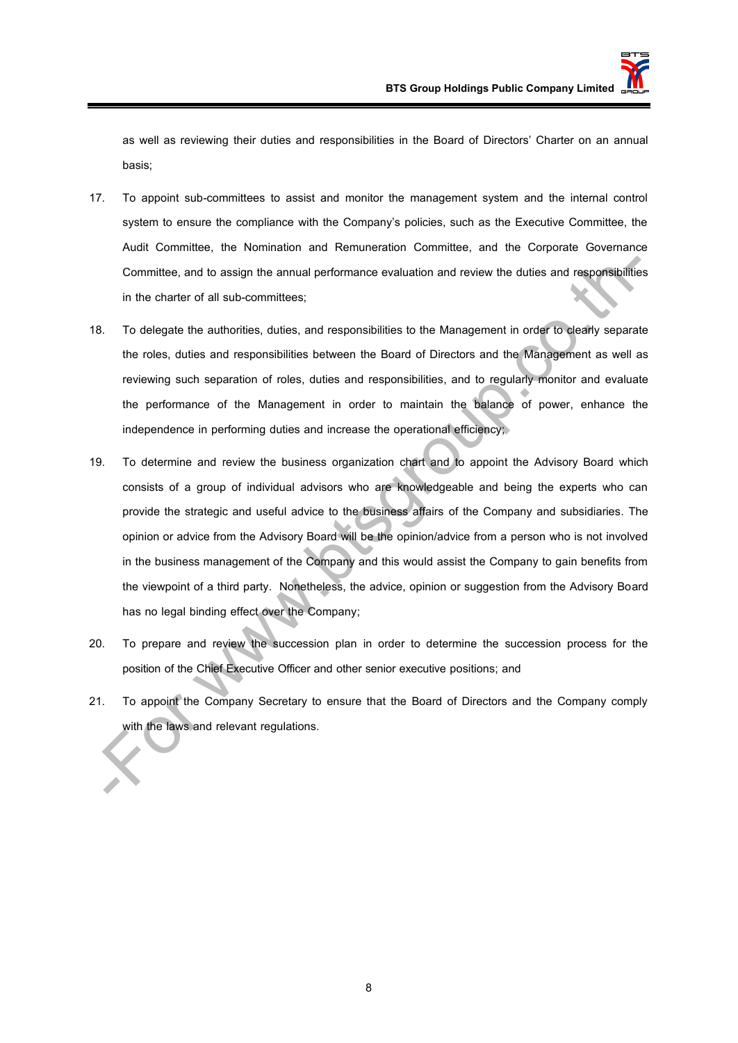as well as reviewing their duties and responsibilities in the Board of Directors' Charter on an annual basis;

17. To appoint sub-committees to assist and monitor the management system and the internal control system to ensure the compliance with the Company's policies, such as the Executive Committee, the Audit Committee, the Nomination and Remuneration Committee, and the Corporate Governance Committee, and to assign the annual performance evaluation and review the duties and responsibilities in the charter of all sub-committees;

18. To delegate the authorities, duties, and responsibilities to the Management in order to clearly separate the roles, duties and responsibilities between the Board of Directors and the Management as well as reviewing such separation of roles, duties and responsibilities, and to regularly monitor and evaluate the performance of the Management in order to maintain the balance of power, enhance the independence in performing duties and increase the operational efficiency;

19. To determine and review the business organization chart and to appoint the Advisory Board which consists of a group of individual advisors who are knowledgeable and being the experts who can provide the strategic and useful advice to the business affairs of the Company and subsidiaries. The opinion or advice from the Advisory Board will be the opinion/advice from a person who is not involved in the business management of the Company and this would assist the Company to gain benefits from the viewpoint of a third party. Nonetheless, the advice, opinion or suggestion from the Advisory Board has no legal binding effect over the Company;

20. To prepare and review the succession plan in order to determine the succession process for the position of the Chief Executive Officer and other senior executive positions; and

21. To appoint the Company Secretary to ensure that the Board of Directors and the Company comply with the laws and relevant regulations.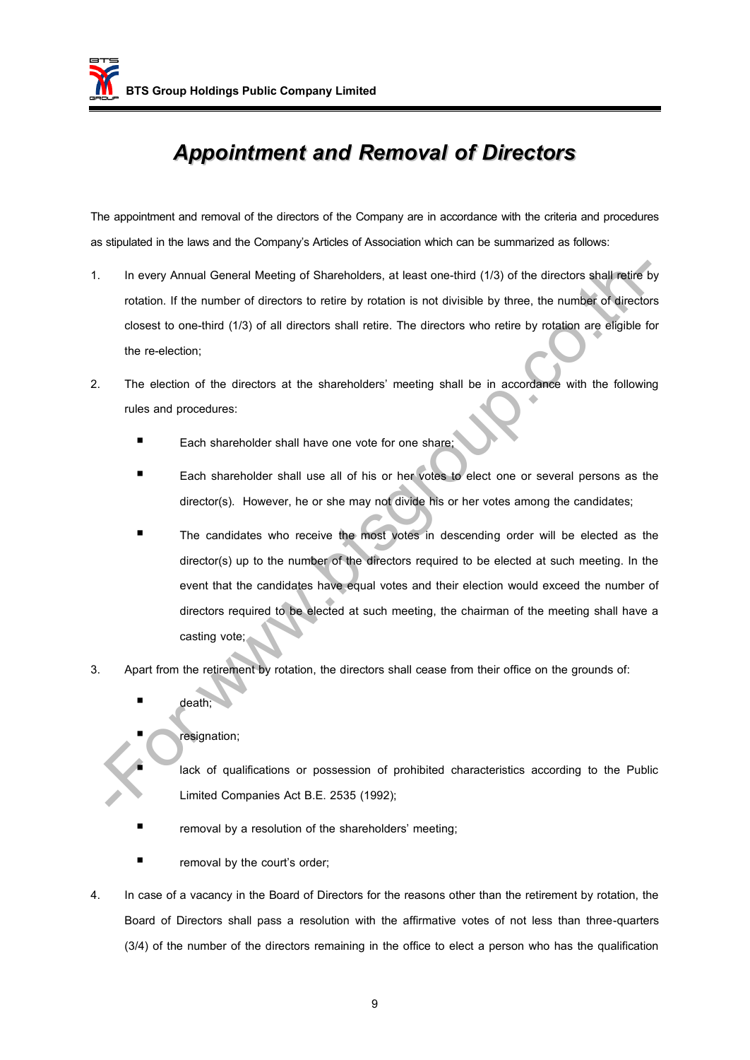# *Appointment and Removal of Directors*

The appointment and removal of the directors of the Company are in accordance with the criteria and procedures as stipulated in the laws and the Company's Articles of Association which can be summarized as follows:

1. In every Annual General Meeting of Shareholders, at least one-third (1/3) of the directors shall retire by rotation. If the number of directors to retire by rotation is not divisible by three, the number of directors closest to one-third (1/3) of all directors shall retire. The directors who retire by rotation are eligible for the re-election;

2. The election of the directors at the shareholders' meeting shall be in accordance with the following rules and procedures:
   - Each shareholder shall have one vote for one share;
   - Each shareholder shall use all of his or her votes to elect one or several persons as the director(s). However, he or she may not divide his or her votes among the candidates;
   - The candidates who receive the most votes in descending order will be elected as the director(s) up to the number of the directors required to be elected at such meeting. In the event that the candidates have equal votes and their election would exceed the number of directors required to be elected at such meeting, the chairman of the meeting shall have a casting vote;

3. Apart from the retirement by rotation, the directors shall cease from their office on the grounds of:
   - death;
   - resignation;
   - lack of qualifications or possession of prohibited characteristics according to the Public Limited Companies Act B.E. 2535 (1992);
   - removal by a resolution of the shareholders' meeting;
   - removal by the court's order;

4. In case of a vacancy in the Board of Directors for the reasons other than the retirement by rotation, the Board of Directors shall pass a resolution with the affirmative votes of not less than three-quarters (3/4) of the number of the directors remaining in the office to elect a person who has the qualification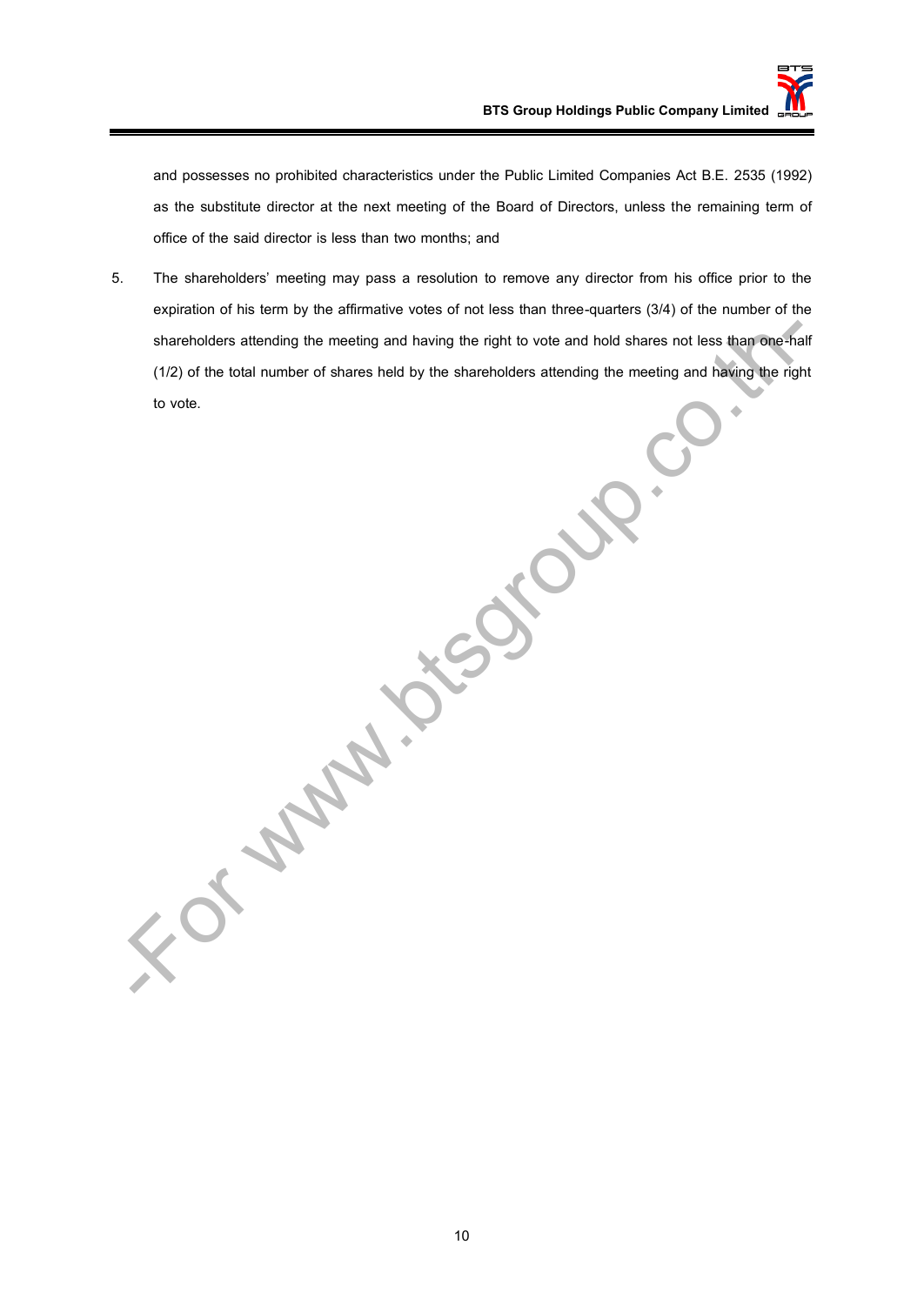and possesses no prohibited characteristics under the Public Limited Companies Act B.E. 2535 (1992) as the substitute director at the next meeting of the Board of Directors, unless the remaining term of office of the said director is less than two months; and

5. The shareholders' meeting may pass a resolution to remove any director from his office prior to the expiration of his term by the affirmative votes of not less than three-quarters (3/4) of the number of the shareholders attending the meeting and having the right to vote and hold shares not less than one-half (1/2) of the total number of shares held by the shareholders attending the meeting and having the right to vote.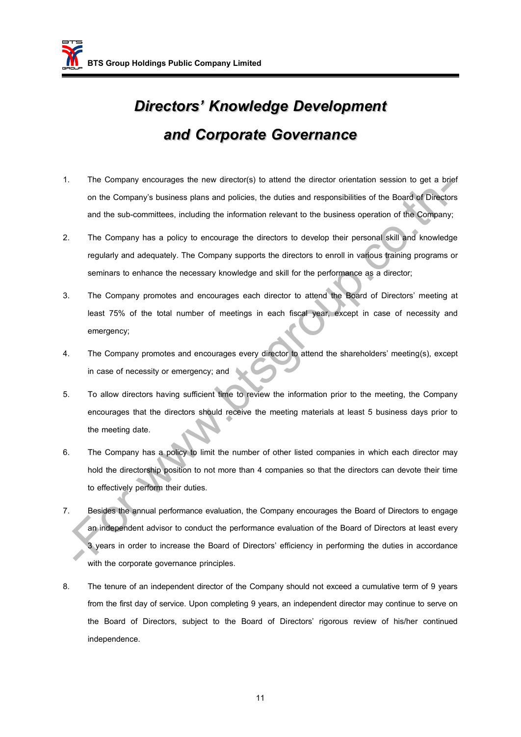# Directors' Knowledge Development and Corporate Governance

1. The Company encourages the new director(s) to attend the director orientation session to get a brief on the Company's business plans and policies, the duties and responsibilities of the Board of Directors and the sub-committees, including the information relevant to the business operation of the Company;
2. The Company has a policy to encourage the directors to develop their personal skill and knowledge regularly and adequately. The Company supports the directors to enroll in various training programs or seminars to enhance the necessary knowledge and skill for the performance as a director;
3. The Company promotes and encourages each director to attend the Board of Directors' meeting at least 75% of the total number of meetings in each fiscal year, except in case of necessity and emergency;
4. The Company promotes and encourages every director to attend the shareholders' meeting(s), except in case of necessity or emergency; and
5. To allow directors having sufficient time to review the information prior to the meeting, the Company encourages that the directors should receive the meeting materials at least 5 business days prior to the meeting date.
6. The Company has a policy to limit the number of other listed companies in which each director may hold the directorship position to not more than 4 companies so that the directors can devote their time to effectively perform their duties.
7. Besides the annual performance evaluation, the Company encourages the Board of Directors to engage an independent advisor to conduct the performance evaluation of the Board of Directors at least every 3 years in order to increase the Board of Directors' efficiency in performing the duties in accordance with the corporate governance principles.
8. The tenure of an independent director of the Company should not exceed a cumulative term of 9 years from the first day of service. Upon completing 9 years, an independent director may continue to serve on the Board of Directors, subject to the Board of Directors' rigorous review of his/her continued independence.